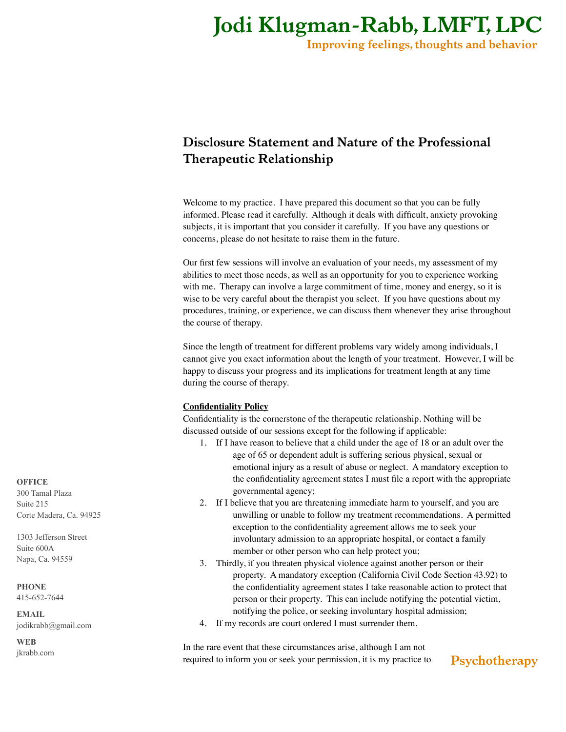# Jodi Klugman-Rabb, LMFT, LPC

**Improving feelings, thoughts and behavior**

## Disclosure Statement and Nature of the Professional Therapeutic Relationship

Welcome to my practice. I have prepared this document so that you can be fully informed. Please read it carefully. Although it deals with difficult, anxiety provoking subjects, it is important that you consider it carefully. If you have any questions or concerns, please do not hesitate to raise them in the future.

Our first few sessions will involve an evaluation of your needs, my assessment of my abilities to meet those needs, as well as an opportunity for you to experience working with me. Therapy can involve a large commitment of time, money and energy, so it is wise to be very careful about the therapist you select. If you have questions about my procedures, training, or experience, we can discuss them whenever they arise throughout the course of therapy.

Since the length of treatment for different problems vary widely among individuals, I cannot give you exact information about the length of your treatment. However, I will be happy to discuss your progress and its implications for treatment length at any time during the course of therapy.

**Confidentiality Policy**

Confidentiality is the cornerstone of the therapeutic relationship. Nothing will be discussed outside of our sessions except for the following if applicable:

1. If I have reason to believe that a child under the age of 18 or an adult over the age of 65 or dependent adult is suffering serious physical, sexual or emotional injury as a result of abuse or neglect. A mandatory exception to the confidentiality agreement states I must file a report with the appropriate governmental agency;
2. If I believe that you are threatening immediate harm to yourself, and you are unwilling or unable to follow my treatment recommendations. A permitted exception to the confidentiality agreement allows me to seek your involuntary admission to an appropriate hospital, or contact a family member or other person who can help protect you;
3. Thirdly, if you threaten physical violence against another person or their property. A mandatory exception (California Civil Code Section 43.92) to the confidentiality agreement states I take reasonable action to protect that person or their property. This can include notifying the potential victim, notifying the police, or seeking involuntary hospital admission;
4. If my records are court ordered I must surrender them.

In the rare event that these circumstances arise, although I am not required to inform you or seek your permission, it is my practice to

**OFFICE**
300 Tamal Plaza
Suite 215
Corte Madera, Ca. 94925

1303 Jefferson Street
Suite 600A
Napa, Ca. 94559

**PHONE**
415-652-7644

**EMAIL**
jodikrabb@gmail.com

**WEB**
jkrabb.com

**Psychotherapy**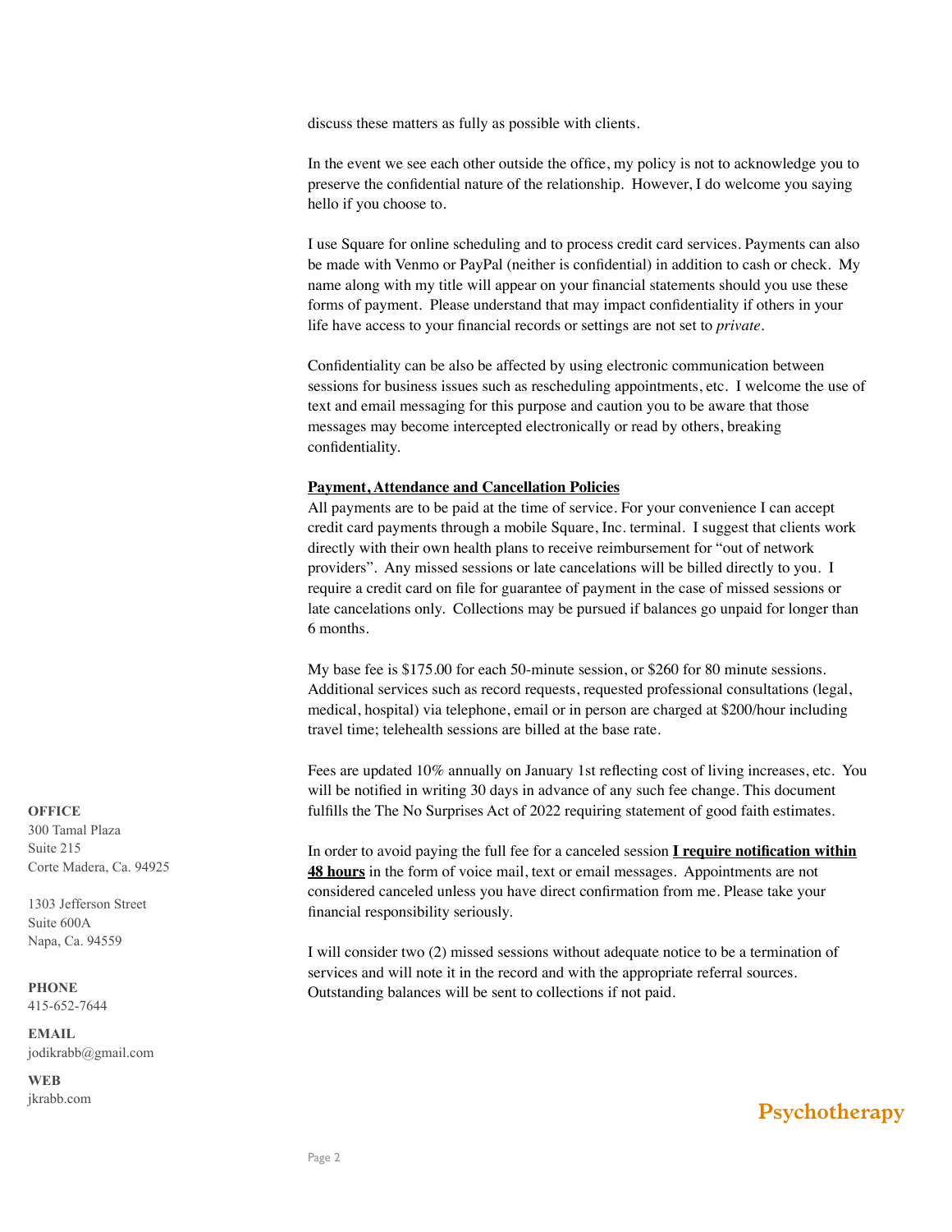discuss these matters as fully as possible with clients.

In the event we see each other outside the office, my policy is not to acknowledge you to preserve the confidential nature of the relationship. However, I do welcome you saying hello if you choose to.

I use Square for online scheduling and to process credit card services. Payments can also be made with Venmo or PayPal (neither is confidential) in addition to cash or check. My name along with my title will appear on your financial statements should you use these forms of payment. Please understand that may impact confidentiality if others in your life have access to your financial records or settings are not set to *private*.

Confidentiality can be also be affected by using electronic communication between sessions for business issues such as rescheduling appointments, etc. I welcome the use of text and email messaging for this purpose and caution you to be aware that those messages may become intercepted electronically or read by others, breaking confidentiality.

**Payment, Attendance and Cancellation Policies**

All payments are to be paid at the time of service. For your convenience I can accept credit card payments through a mobile Square, Inc. terminal. I suggest that clients work directly with their own health plans to receive reimbursement for "out of network providers". Any missed sessions or late cancelations will be billed directly to you. I require a credit card on file for guarantee of payment in the case of missed sessions or late cancelations only. Collections may be pursued if balances go unpaid for longer than 6 months.

My base fee is $175.00 for each 50-minute session, or $260 for 80 minute sessions. Additional services such as record requests, requested professional consultations (legal, medical, hospital) via telephone, email or in person are charged at $200/hour including travel time; telehealth sessions are billed at the base rate.

Fees are updated 10% annually on January 1st reflecting cost of living increases, etc. You will be notified in writing 30 days in advance of any such fee change. This document fulfills the The No Surprises Act of 2022 requiring statement of good faith estimates.

In order to avoid paying the full fee for a canceled session **I require notification within 48 hours** in the form of voice mail, text or email messages. Appointments are not considered canceled unless you have direct confirmation from me. Please take your financial responsibility seriously.

I will consider two (2) missed sessions without adequate notice to be a termination of services and will note it in the record and with the appropriate referral sources. Outstanding balances will be sent to collections if not paid.

**OFFICE**
300 Tamal Plaza
Suite 215
Corte Madera, Ca. 94925

1303 Jefferson Street
Suite 600A
Napa, Ca. 94559

**PHONE**
415-652-7644

**EMAIL**
jodikrabb@gmail.com

**WEB**
jkrabb.com

**Psychotherapy**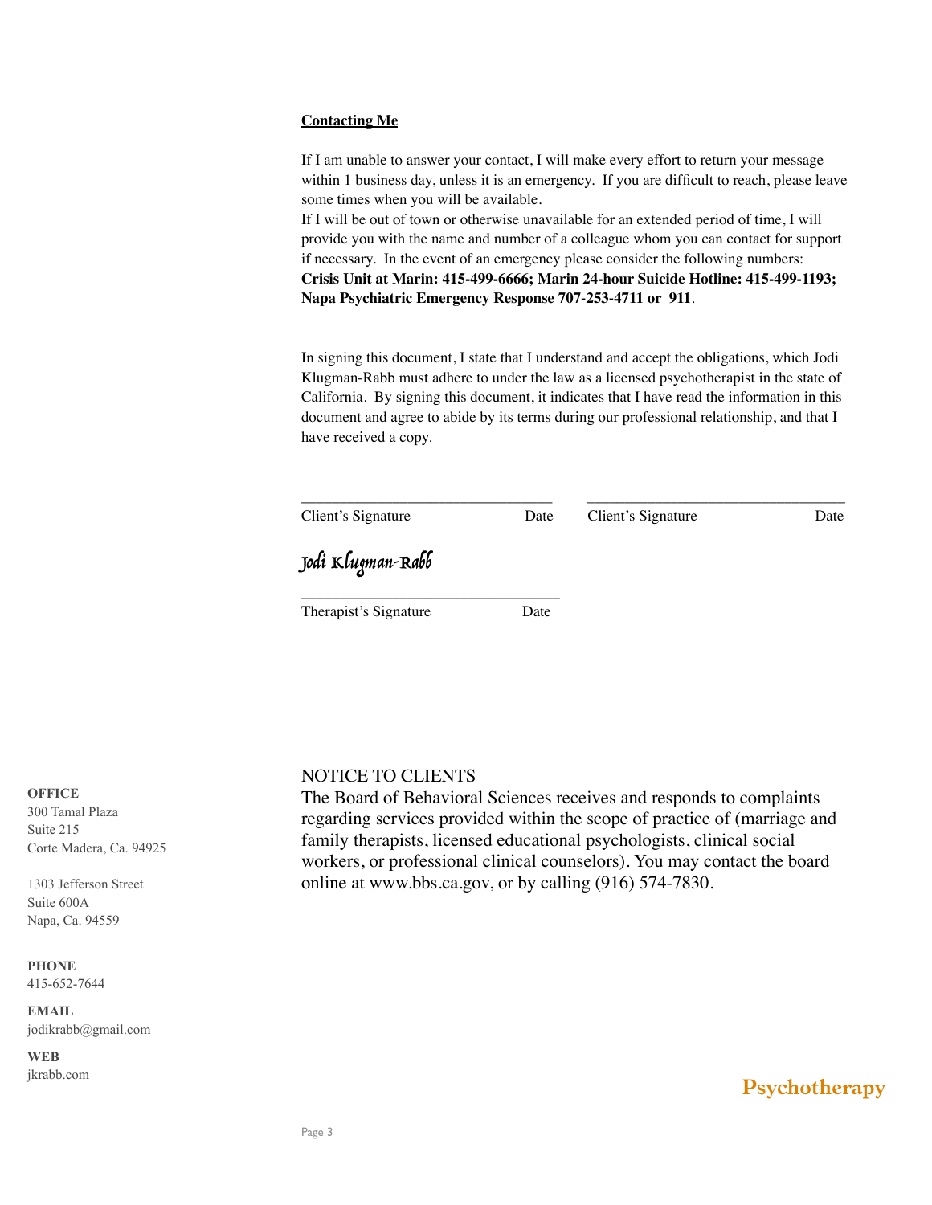**Contacting Me**

If I am unable to answer your contact, I will make every effort to return your message within 1 business day, unless it is an emergency. If you are difficult to reach, please leave some times when you will be available.

If I will be out of town or otherwise unavailable for an extended period of time, I will provide you with the name and number of a colleague whom you can contact for support if necessary. In the event of an emergency please consider the following numbers: **Crisis Unit at Marin: 415-499-6666; Marin 24-hour Suicide Hotline: 415-499-1193; Napa Psychiatric Emergency Response 707-253-4711 or 911**.

In signing this document, I state that I understand and accept the obligations, which Jodi Klugman-Rabb must adhere to under the law as a licensed psychotherapist in the state of California. By signing this document, it indicates that I have read the information in this document and agree to abide by its terms during our professional relationship, and that I have received a copy.

\_\_\_\_\_\_\_\_\_\_\_\_\_\_\_\_\_\_\_\_\_\_\_\_\_\_\_\_\_\_\_\_
Client's Signature Date

\_\_\_\_\_\_\_\_\_\_\_\_\_\_\_\_\_\_\_\_\_\_\_\_\_\_\_\_\_\_\_\_
Client's Signature Date

Jodi Klugman-Rabb
\_\_\_\_\_\_\_\_\_\_\_\_\_\_\_\_\_\_\_\_\_\_\_\_\_\_\_\_\_\_\_\_
Therapist's Signature Date

NOTICE TO CLIENTS
The Board of Behavioral Sciences receives and responds to complaints regarding services provided within the scope of practice of (marriage and family therapists, licensed educational psychologists, clinical social workers, or professional clinical counselors). You may contact the board online at www.bbs.ca.gov, or by calling (916) 574-7830.

**OFFICE**
300 Tamal Plaza
Suite 215
Corte Madera, Ca. 94925

1303 Jefferson Street
Suite 600A
Napa, Ca. 94559

**PHONE**
415-652-7644

**EMAIL**
jodikrabb@gmail.com

**WEB**
jkrabb.com

**Psychotherapy**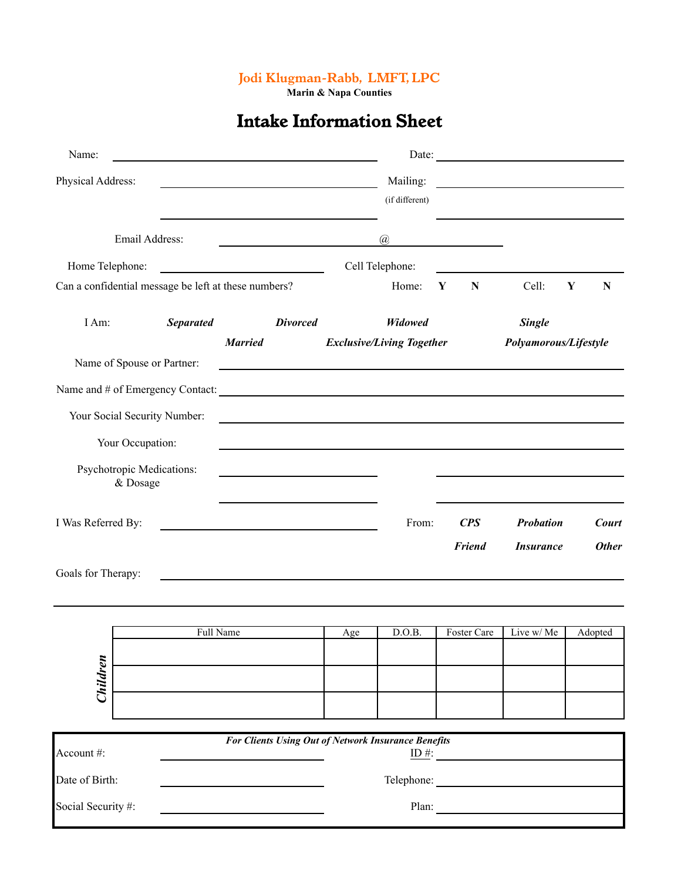Jodi Klugman-Rabb, LMFT, LPC

**Marin & Napa Counties**

# Intake Information Sheet

Name: ______________________ Date: ______________

Physical Address: ______________________ Mailing: ______________ (if different)

______________________ ______________

Email Address: ______________ @ ______________

Home Telephone: ______________ Cell Telephone: ______________

Can a confidential message be left at these numbers? Home: **Y** **N** Cell: **Y** **N**

I Am: ***Separated*** ***Divorced*** ***Widowed*** ***Single***

***Married*** ***Exclusive/Living Together*** ***Polyamorous/Lifestyle***

Name of Spouse or Partner: ______________________

Name and # of Emergency Contact: ______________________

Your Social Security Number: ______________________

Your Occupation: ______________________

Psychotropic Medications: & Dosage ______________ ______________

______________ ______________

I Was Referred By: ______________ From: ***CPS*** ***Probation*** ***Court***

***Friend*** ***Insurance*** ***Other***

Goals for Therapy: ______________________

______________________

***Children***

| Full Name | Age | D.O.B. | Foster Care | Live w/ Me | Adopted |
|---|---|---|---|---|---|
| | | | | | |
| | | | | | |
| | | | | | |

***For Clients Using Out of Network Insurance Benefits***

Account #: ______________ ID #: ______________

Date of Birth: ______________ Telephone: ______________

Social Security #: ______________ Plan: ______________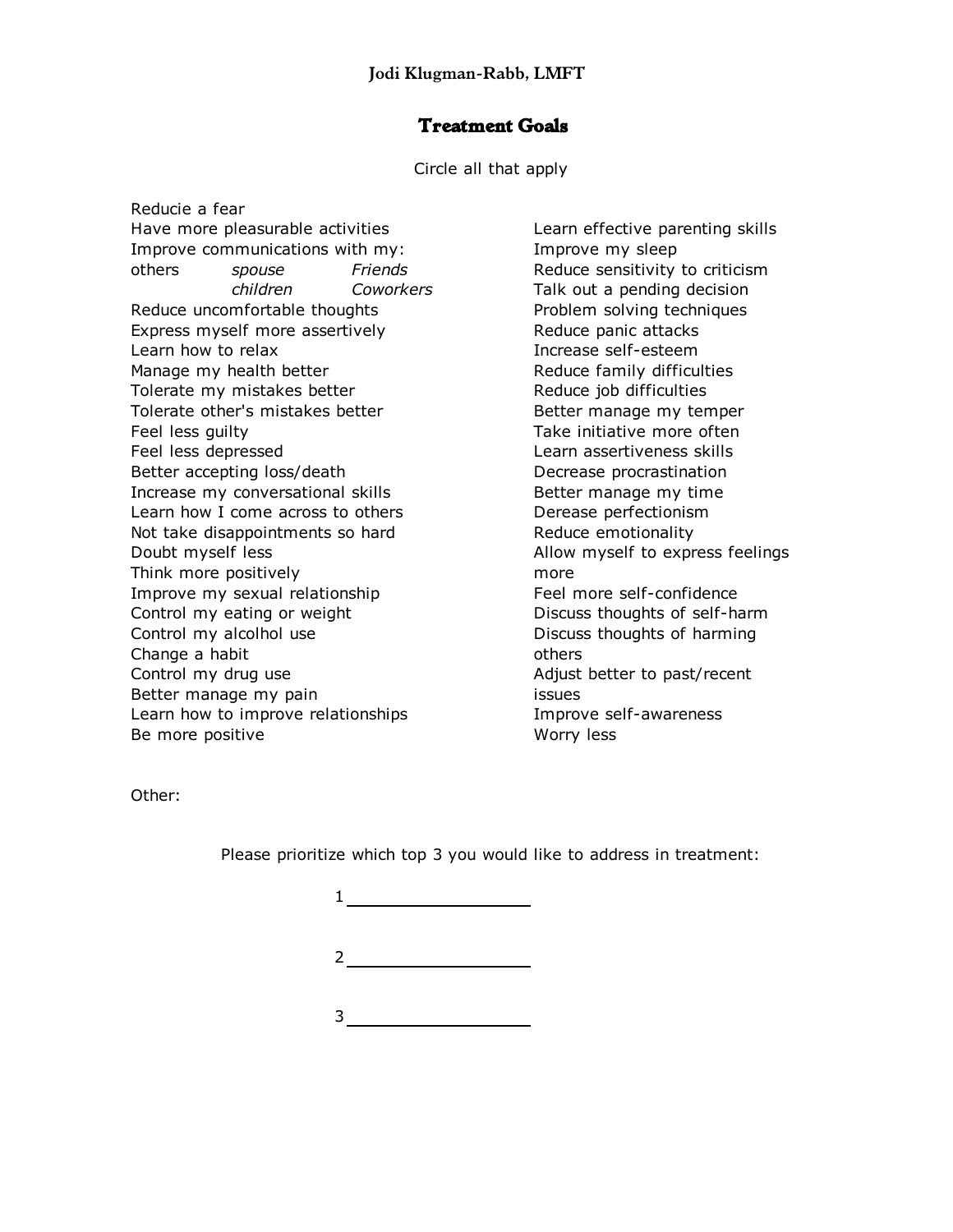**Jodi Klugman-Rabb, LMFT**

# Treatment Goals

Circle all that apply

Reducie a fear
Have more pleasurable activities
Improve communications with my:
others *spouse* *Friends*
*children* *Coworkers*
Reduce uncomfortable thoughts
Express myself more assertively
Learn how to relax
Manage my health better
Tolerate my mistakes better
Tolerate other's mistakes better
Feel less guilty
Feel less depressed
Better accepting loss/death
Increase my conversational skills
Learn how I come across to others
Not take disappointments so hard
Doubt myself less
Think more positively
Improve my sexual relationship
Control my eating or weight
Control my alcohol use
Change a habit
Control my drug use
Better manage my pain
Learn how to improve relationships
Be more positive

Learn effective parenting skills
Improve my sleep
Reduce sensitivity to criticism
Talk out a pending decision
Problem solving techniques
Reduce panic attacks
Increase self-esteem
Reduce family difficulties
Reduce job difficulties
Better manage my temper
Take initiative more often
Learn assertiveness skills
Decrease procrastination
Better manage my time
Derease perfectionism
Reduce emotionality
Allow myself to express feelings more
Feel more self-confidence
Discuss thoughts of self-harm
Discuss thoughts of harming others
Adjust better to past/recent issues
Improve self-awareness
Worry less

Other:

Please prioritize which top 3 you would like to address in treatment:

1 ____________________

2 ____________________

3 ____________________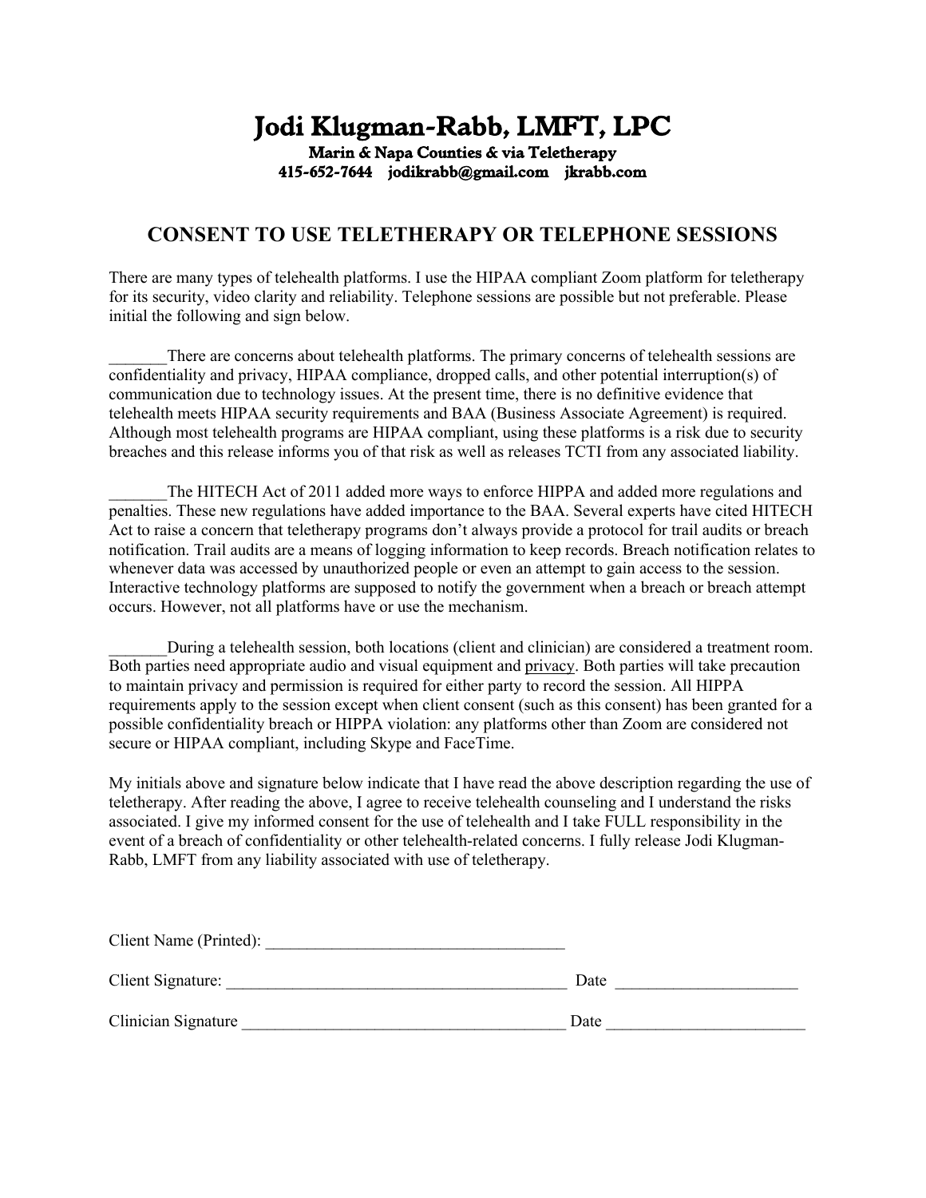# Jodi Klugman-Rabb, LMFT, LPC

**Marin & Napa Counties & via Teletherapy**
**415-652-7644 jodikrabb@gmail.com jkrabb.com**

## CONSENT TO USE TELETHERAPY OR TELEPHONE SESSIONS

There are many types of telehealth platforms. I use the HIPAA compliant Zoom platform for teletherapy for its security, video clarity and reliability. Telephone sessions are possible but not preferable. Please initial the following and sign below.

_______There are concerns about telehealth platforms. The primary concerns of telehealth sessions are confidentiality and privacy, HIPAA compliance, dropped calls, and other potential interruption(s) of communication due to technology issues. At the present time, there is no definitive evidence that telehealth meets HIPAA security requirements and BAA (Business Associate Agreement) is required. Although most telehealth programs are HIPAA compliant, using these platforms is a risk due to security breaches and this release informs you of that risk as well as releases TCTI from any associated liability.

_______The HITECH Act of 2011 added more ways to enforce HIPPA and added more regulations and penalties. These new regulations have added importance to the BAA. Several experts have cited HITECH Act to raise a concern that teletherapy programs don't always provide a protocol for trail audits or breach notification. Trail audits are a means of logging information to keep records. Breach notification relates to whenever data was accessed by unauthorized people or even an attempt to gain access to the session. Interactive technology platforms are supposed to notify the government when a breach or breach attempt occurs. However, not all platforms have or use the mechanism.

_______During a telehealth session, both locations (client and clinician) are considered a treatment room. Both parties need appropriate audio and visual equipment and privacy. Both parties will take precaution to maintain privacy and permission is required for either party to record the session. All HIPPA requirements apply to the session except when client consent (such as this consent) has been granted for a possible confidentiality breach or HIPPA violation: any platforms other than Zoom are considered not secure or HIPAA compliant, including Skype and FaceTime.

My initials above and signature below indicate that I have read the above description regarding the use of teletherapy. After reading the above, I agree to receive telehealth counseling and I understand the risks associated. I give my informed consent for the use of telehealth and I take FULL responsibility in the event of a breach of confidentiality or other telehealth-related concerns. I fully release Jodi Klugman-Rabb, LMFT from any liability associated with use of teletherapy.

Client Name (Printed): ____________________________________

Client Signature: _________________________________________ Date ______________________

Clinician Signature ________________________________________ Date _________________________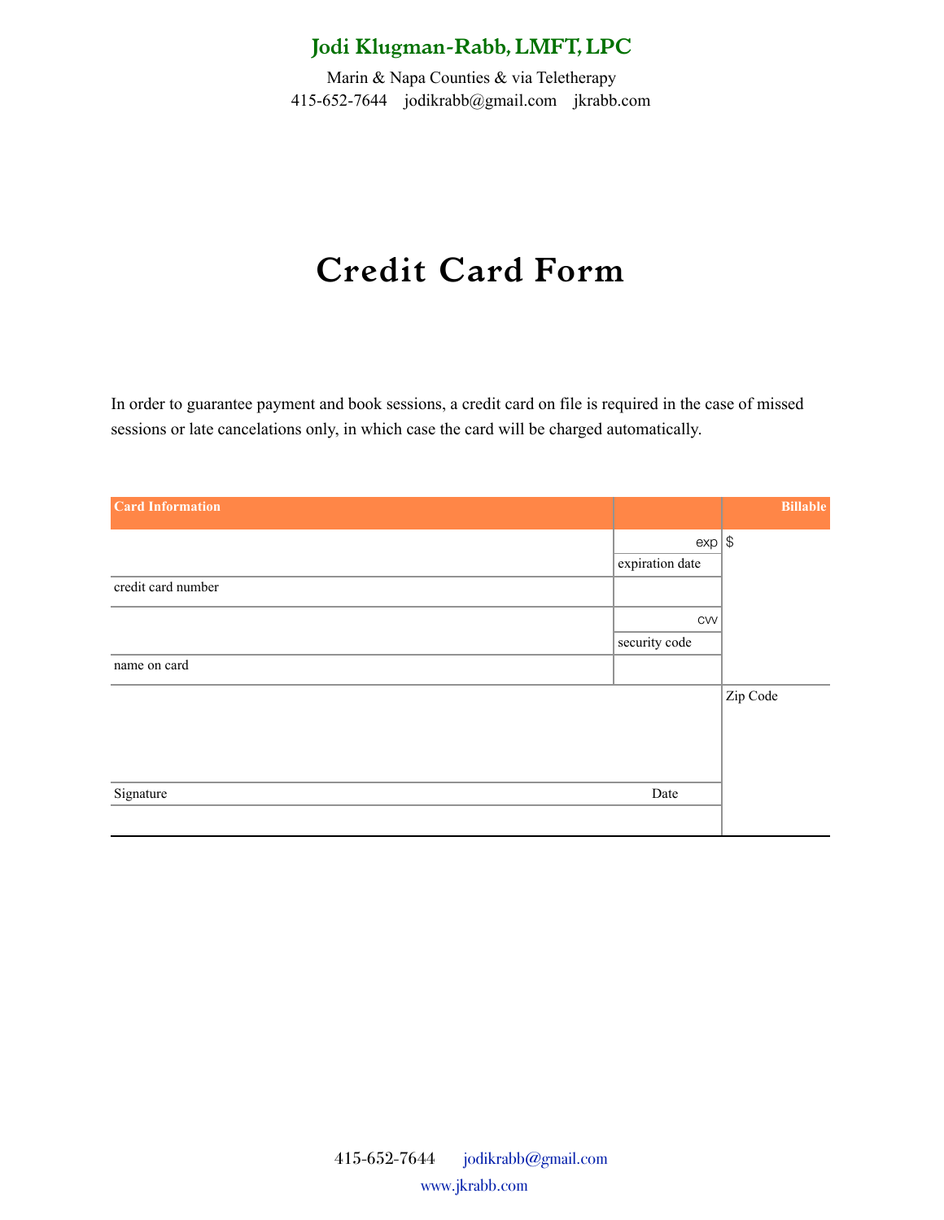**Jodi Klugman-Rabb, LMFT, LPC**

Marin & Napa Counties & via Teletherapy
415-652-7644 jodikrabb@gmail.com jkrabb.com

# Credit Card Form

In order to guarantee payment and book sessions, a credit card on file is required in the case of missed sessions or late cancelations only, in which case the card will be charged automatically.

| Card Information | | Billable |
|---|---|---|
| | exp | $ |
| | expiration date | |
| credit card number | | |
| | cvv | |
| | security code | |
| name on card | | |
| | | Zip Code |
| Signature | Date | |
| | | |

415-652-7644 jodikrabb@gmail.com
www.jkrabb.com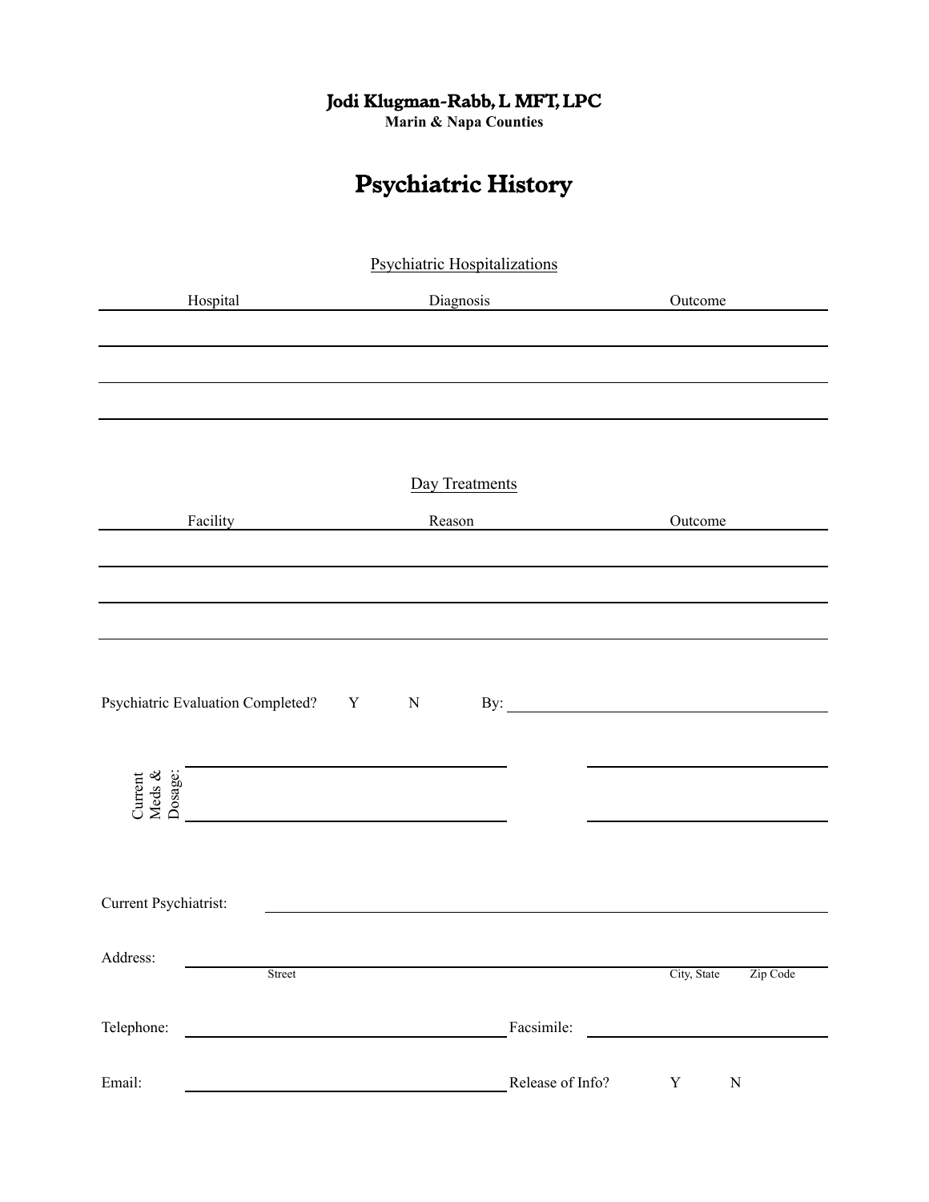**Jodi Klugman-Rabb, L MFT, LPC**
**Marin & Napa Counties**

# Psychiatric History

## Psychiatric Hospitalizations

| Hospital | Diagnosis | Outcome |
|---|---|---|
| | | |
| | | |
| | | |

## Day Treatments

| Facility | Reason | Outcome |
|---|---|---|
| | | |
| | | |
| | | |

Psychiatric Evaluation Completed? Y N By: ______________________________

Current Meds & Dosage: ______________________________ ______________________________

______________________________ ______________________________

Current Psychiatrist: ______________________________

Address: ______________________________
Street City, State Zip Code

Telephone: ______________________________ Facsimile: ______________________________

Email: ______________________________ Release of Info? Y N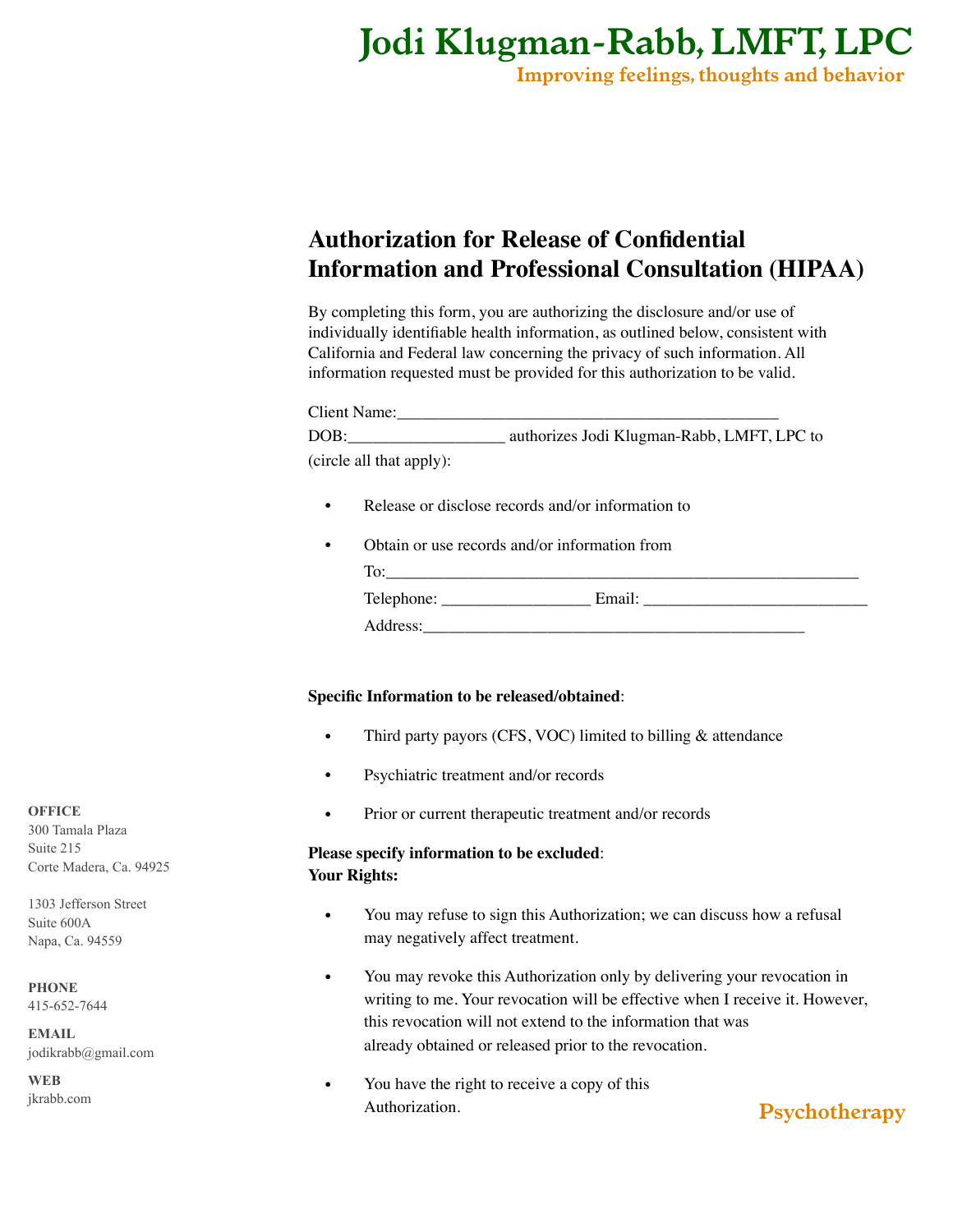# Jodi Klugman-Rabb, LMFT, LPC

**Improving feelings, thoughts and behavior**

## Authorization for Release of Confidential Information and Professional Consultation (HIPAA)

By completing this form, you are authorizing the disclosure and/or use of individually identifiable health information, as outlined below, consistent with California and Federal law concerning the privacy of such information. All information requested must be provided for this authorization to be valid.

Client Name:_____________________________________________

DOB:__________________ authorizes Jodi Klugman-Rabb, LMFT, LPC to (circle all that apply):

- Release or disclose records and/or information to
- Obtain or use records and/or information from

  To:_________________________________________________________

  Telephone: _________________ Email: __________________________

  Address:_____________________________________________

**Specific Information to be released/obtained**:

- Third party payors (CFS, VOC) limited to billing & attendance
- Psychiatric treatment and/or records
- Prior or current therapeutic treatment and/or records

**Please specify information to be excluded**:

**Your Rights:**

- You may refuse to sign this Authorization; we can discuss how a refusal may negatively affect treatment.
- You may revoke this Authorization only by delivering your revocation in writing to me. Your revocation will be effective when I receive it. However, this revocation will not extend to the information that was already obtained or released prior to the revocation.
- You have the right to receive a copy of this Authorization.

**OFFICE**
300 Tamala Plaza
Suite 215
Corte Madera, Ca. 94925

1303 Jefferson Street
Suite 600A
Napa, Ca. 94559

**PHONE**
415-652-7644

**EMAIL**
jodikrabb@gmail.com

**WEB**
jkrabb.com

**Psychotherapy**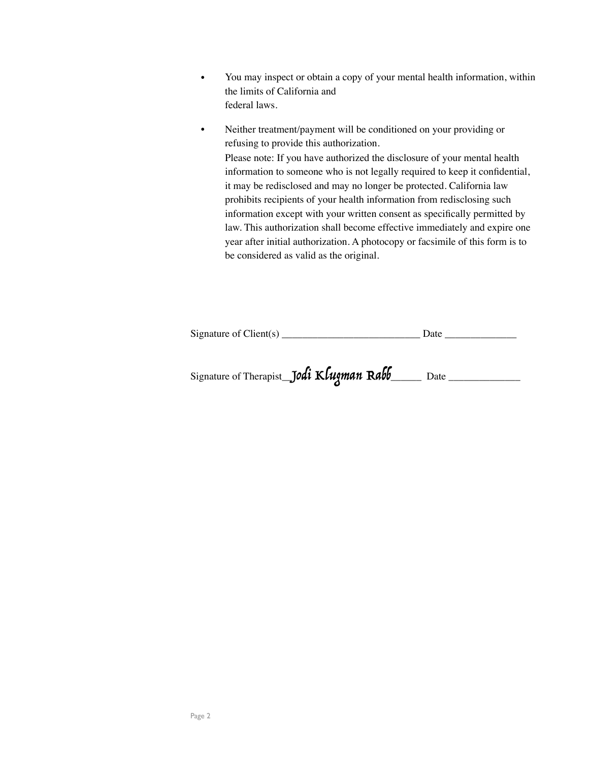- You may inspect or obtain a copy of your mental health information, within the limits of California and federal laws.

- Neither treatment/payment will be conditioned on your providing or refusing to provide this authorization.
  Please note: If you have authorized the disclosure of your mental health information to someone who is not legally required to keep it confidential, it may be redisclosed and may no longer be protected. California law prohibits recipients of your health information from redisclosing such information except with your written consent as specifically permitted by law. This authorization shall become effective immediately and expire one year after initial authorization. A photocopy or facsimile of this form is to be considered as valid as the original.

Signature of Client(s) ___________________________ Date ______________

Signature of Therapist_Jodi Klugman Rabb_____ Date ______________